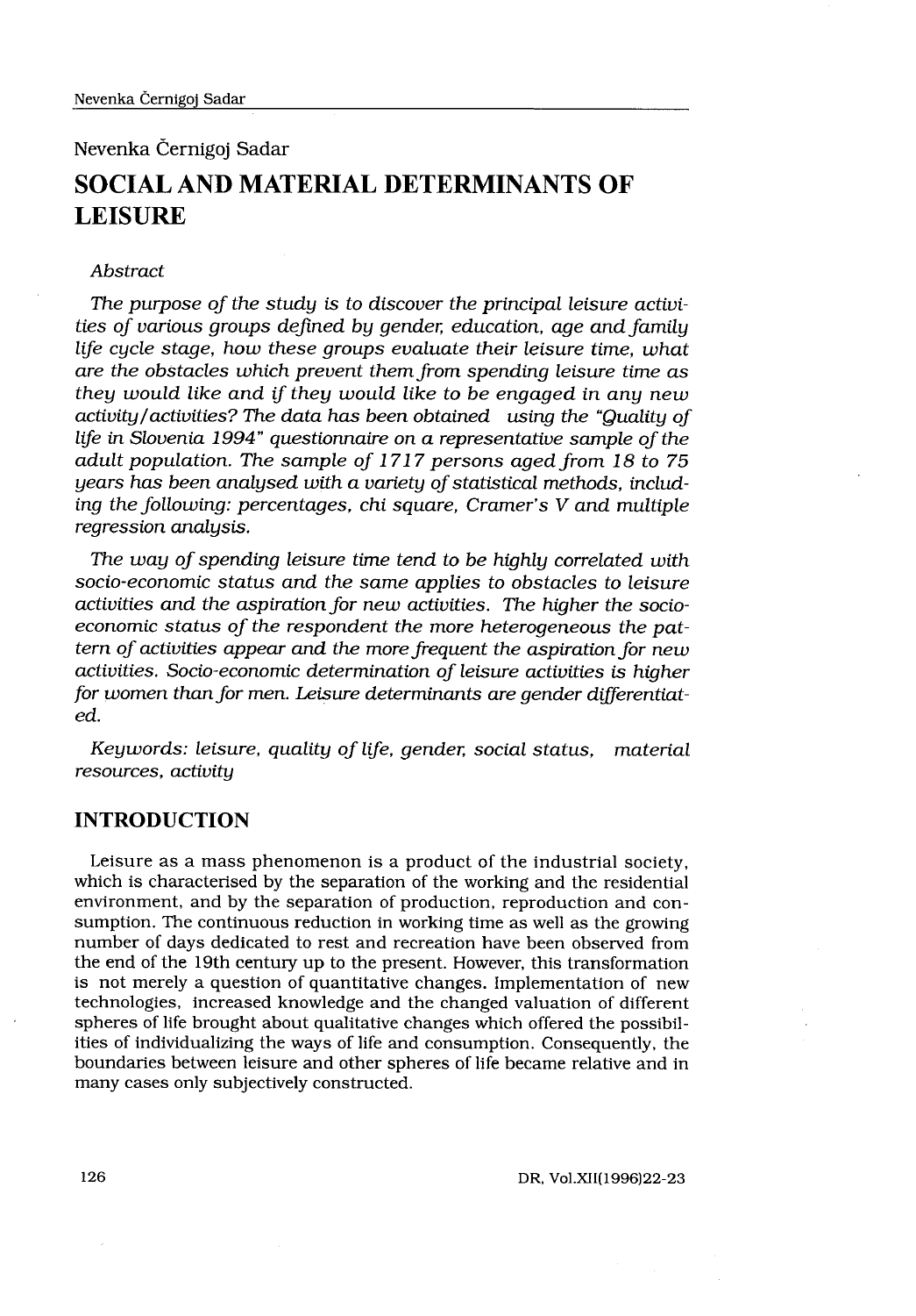Nevenka Černigoj Sadar

# SOCIAL AND MATERIAL DETERMINANTS OF LEISURE

*Abstract*

*The purpose of the study is to discover the principal leisure activities of various groups defined by gender, education, age and family life cycle stage, how these groups evaluate their leisure time, what are the obstacles which prevent them from spending leisure time as they would like and if they would like to be engaged in any new activity/activities? The data has been obtained using the "Quality of life in Slovenia 1994" questionnaire on a representative sample of the adult population. The sample of 1717 persons aged from 18 to 75 years has been analysed with a variety of statistical methods, including the following: percentages, chi square, Cramer's V and multiple regression analysis.*

*The way of spending leisure time tend to be highly correlated with socio-economic status and the same applies to obstacles to leisure activities and the aspiration for new activities. The higher the socio-economic status of the respondent the more heterogeneous the pattern of activities appear and the more frequent the aspiration for new activities. Socio-economic determination of leisure activities is higher for women than for men. Leisure determinants are gender differentiated.*

*Keywords: leisure, quality of life, gender, social status, material resources, activity*

## INTRODUCTION

Leisure as a mass phenomenon is a product of the industrial society, which is characterised by the separation of the working and the residential environment, and by the separation of production, reproduction and consumption. The continuous reduction in working time as well as the growing number of days dedicated to rest and recreation have been observed from the end of the 19th century up to the present. However, this transformation is not merely a question of quantitative changes. Implementation of new technologies, increased knowledge and the changed valuation of different spheres of life brought about qualitative changes which offered the possibilities of individualizing the ways of life and consumption. Consequently, the boundaries between leisure and other spheres of life became relative and in many cases only subjectively constructed.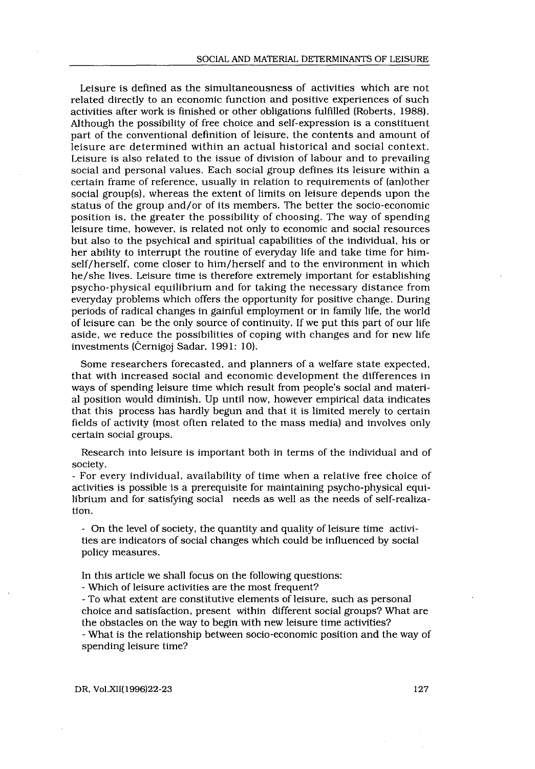Leisure is defined as the simultaneousness of activities which are not related directly to an economic function and positive experiences of such activities after work is finished or other obligations fulfilled (Roberts, 1988). Although the possibility of free choice and self-expression is a constituent part of the conventional definition of leisure, the contents and amount of leisure are determined within an actual historical and social context. Leisure is also related to the issue of division of labour and to prevailing social and personal values. Each social group defines its leisure within a certain frame of reference, usually in relation to requirements of (an)other social group(s), whereas the extent of limits on leisure depends upon the status of the group and/or of its members. The better the socio-economic position is, the greater the possibility of choosing. The way of spending leisure time, however, is related not only to economic and social resources but also to the psychical and spiritual capabilities of the individual, his or her ability to interrupt the routine of everyday life and take time for him-self/herself, come closer to him/herself and to the environment in which he/she lives. Leisure time is therefore extremely important for establishing psycho-physical equilibrium and for taking the necessary distance from everyday problems which offers the opportunity for positive change. During periods of radical changes in gainful employment or in family life, the world of leisure can be the only source of continuity. If we put this part of our life aside, we reduce the possibilities of coping with changes and for new life investments (Černigoj Sadar, 1991: 10).

Some researchers forecasted, and planners of a welfare state expected, that with increased social and economic development the differences in ways of spending leisure time which result from people's social and material position would diminish. Up until now, however empirical data indicates that this process has hardly begun and that it is limited merely to certain fields of activity (most often related to the mass media) and involves only certain social groups.

Research into leisure is important both in terms of the individual and of society.

- For every individual, availability of time when a relative free choice of activities is possible is a prerequisite for maintaining psycho-physical equilibrium and for satisfying social needs as well as the needs of self-realization.

- On the level of society, the quantity and quality of leisure time activities are indicators of social changes which could be influenced by social policy measures.

In this article we shall focus on the following questions:

- Which of leisure activities are the most frequent?
- To what extent are constitutive elements of leisure, such as personal choice and satisfaction, present within different social groups? What are the obstacles on the way to begin with new leisure time activities?
- What is the relationship between socio-economic position and the way of spending leisure time?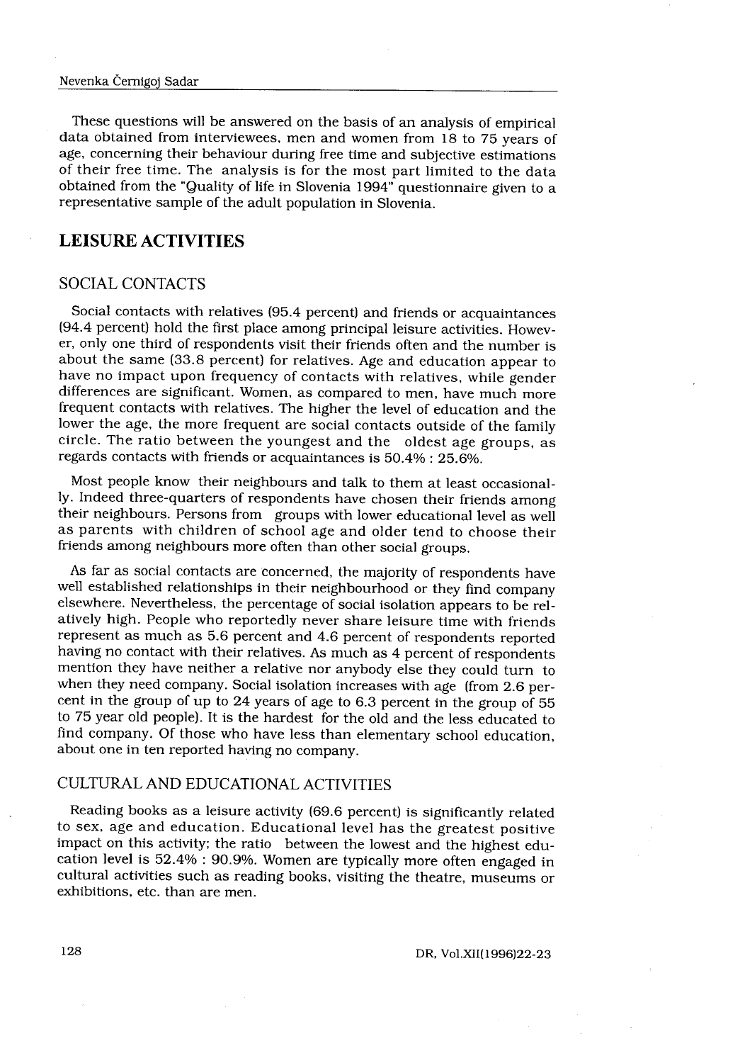These questions will be answered on the basis of an analysis of empirical data obtained from interviewees, men and women from 18 to 75 years of age, concerning their behaviour during free time and subjective estimations of their free time. The analysis is for the most part limited to the data obtained from the "Quality of life in Slovenia 1994" questionnaire given to a representative sample of the adult population in Slovenia.

## LEISURE ACTIVITIES

### SOCIAL CONTACTS

Social contacts with relatives (95.4 percent) and friends or acquaintances (94.4 percent) hold the first place among principal leisure activities. However, only one third of respondents visit their friends often and the number is about the same (33.8 percent) for relatives. Age and education appear to have no impact upon frequency of contacts with relatives, while gender differences are significant. Women, as compared to men, have much more frequent contacts with relatives. The higher the level of education and the lower the age, the more frequent are social contacts outside of the family circle. The ratio between the youngest and the oldest age groups, as regards contacts with friends or acquaintances is 50.4% : 25.6%.

Most people know their neighbours and talk to them at least occasionally. Indeed three-quarters of respondents have chosen their friends among their neighbours. Persons from groups with lower educational level as well as parents with children of school age and older tend to choose their friends among neighbours more often than other social groups.

As far as social contacts are concerned, the majority of respondents have well established relationships in their neighbourhood or they find company elsewhere. Nevertheless, the percentage of social isolation appears to be relatively high. People who reportedly never share leisure time with friends represent as much as 5.6 percent and 4.6 percent of respondents reported having no contact with their relatives. As much as 4 percent of respondents mention they have neither a relative nor anybody else they could turn to when they need company. Social isolation increases with age (from 2.6 percent in the group of up to 24 years of age to 6.3 percent in the group of 55 to 75 year old people). It is the hardest for the old and the less educated to find company. Of those who have less than elementary school education, about one in ten reported having no company.

### CULTURAL AND EDUCATIONAL ACTIVITIES

Reading books as a leisure activity (69.6 percent) is significantly related to sex, age and education. Educational level has the greatest positive impact on this activity; the ratio between the lowest and the highest education level is 52.4% : 90.9%. Women are typically more often engaged in cultural activities such as reading books, visiting the theatre, museums or exhibitions, etc. than are men.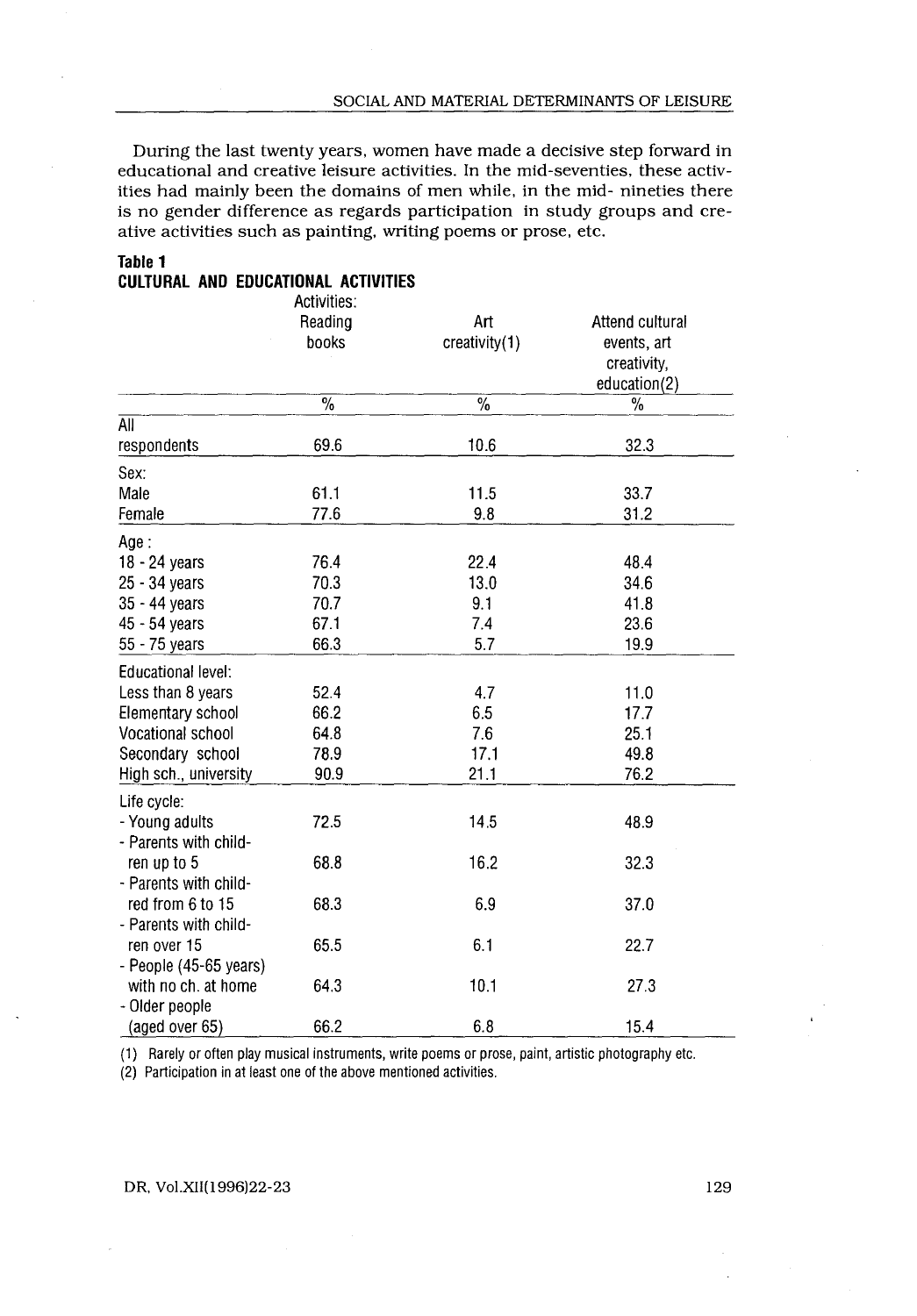During the last twenty years, women have made a decisive step forward in educational and creative leisure activities. In the mid-seventies, these activities had mainly been the domains of men while, in the mid- nineties there is no gender difference as regards participation in study groups and creative activities such as painting, writing poems or prose, etc.

**Table 1**
**CULTURAL AND EDUCATIONAL ACTIVITIES**

| | Activities: Reading books | Art creativity(1) | Attend cultural events, art creativity, education(2) |
|---|---|---|---|
| | % | % | % |
| All respondents | 69.6 | 10.6 | 32.3 |
| Sex: | | | |
| Male | 61.1 | 11.5 | 33.7 |
| Female | 77.6 | 9.8 | 31.2 |
| Age : | | | |
| 18 - 24 years | 76.4 | 22.4 | 48.4 |
| 25 - 34 years | 70.3 | 13.0 | 34.6 |
| 35 - 44 years | 70.7 | 9.1 | 41.8 |
| 45 - 54 years | 67.1 | 7.4 | 23.6 |
| 55 - 75 years | 66.3 | 5.7 | 19.9 |
| Educational level: | | | |
| Less than 8 years | 52.4 | 4.7 | 11.0 |
| Elementary school | 66.2 | 6.5 | 17.7 |
| Vocational school | 64.8 | 7.6 | 25.1 |
| Secondary school | 78.9 | 17.1 | 49.8 |
| High sch., university | 90.9 | 21.1 | 76.2 |
| Life cycle: | | | |
| - Young adults | 72.5 | 14.5 | 48.9 |
| - Parents with children up to 5 | 68.8 | 16.2 | 32.3 |
| - Parents with childred from 6 to 15 | 68.3 | 6.9 | 37.0 |
| - Parents with children over 15 | 65.5 | 6.1 | 22.7 |
| - People (45-65 years) with no ch. at home | 64.3 | 10.1 | 27.3 |
| - Older people (aged over 65) | 66.2 | 6.8 | 15.4 |

(1) Rarely or often play musical instruments, write poems or prose, paint, artistic photography etc.

(2) Participation in at least one of the above mentioned activities.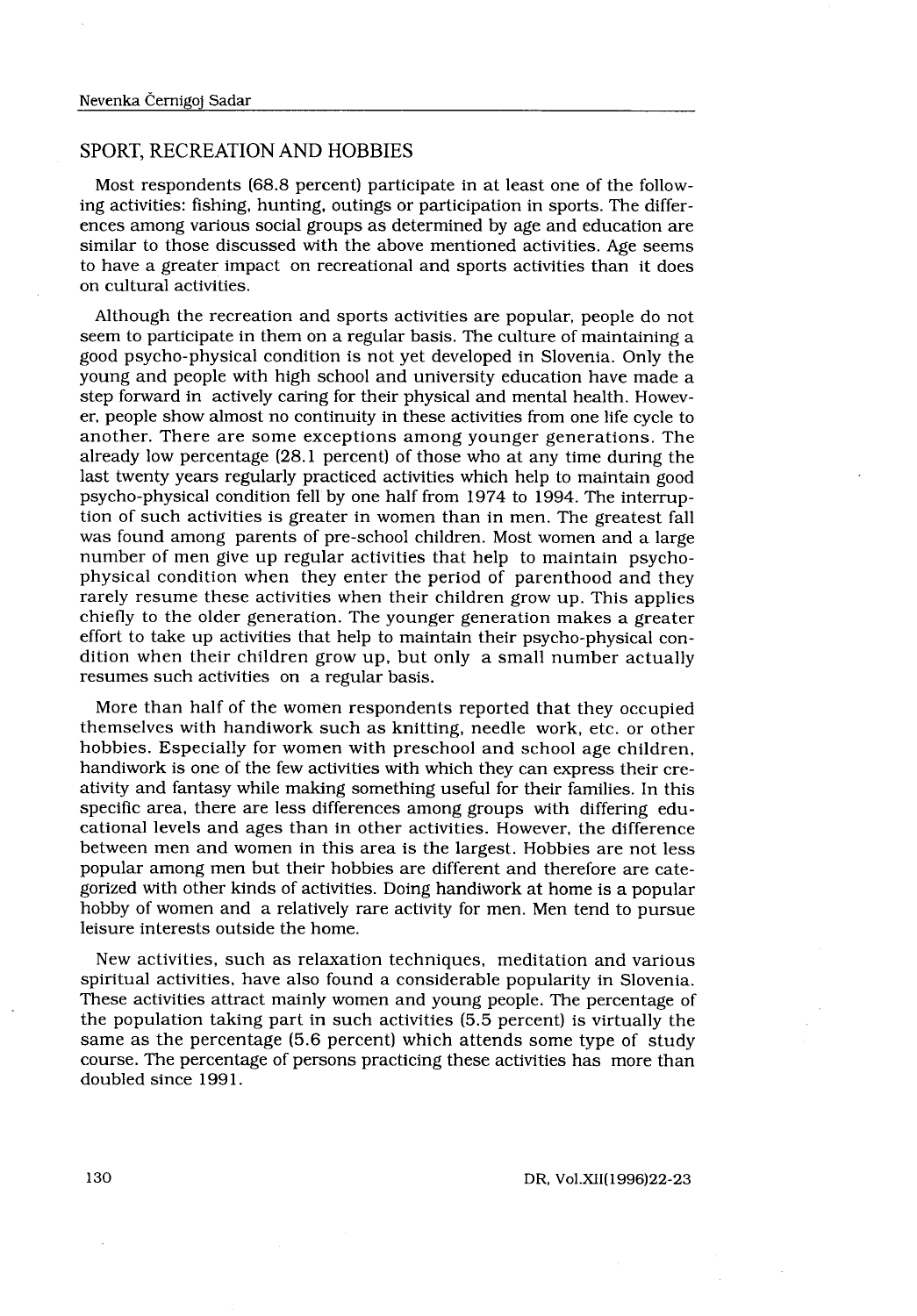## SPORT, RECREATION AND HOBBIES

Most respondents (68.8 percent) participate in at least one of the following activities: fishing, hunting, outings or participation in sports. The differences among various social groups as determined by age and education are similar to those discussed with the above mentioned activities. Age seems to have a greater impact on recreational and sports activities than it does on cultural activities.

Although the recreation and sports activities are popular, people do not seem to participate in them on a regular basis. The culture of maintaining a good psycho-physical condition is not yet developed in Slovenia. Only the young and people with high school and university education have made a step forward in actively caring for their physical and mental health. However, people show almost no continuity in these activities from one life cycle to another. There are some exceptions among younger generations. The already low percentage (28.1 percent) of those who at any time during the last twenty years regularly practiced activities which help to maintain good psycho-physical condition fell by one half from 1974 to 1994. The interruption of such activities is greater in women than in men. The greatest fall was found among parents of pre-school children. Most women and a large number of men give up regular activities that help to maintain psycho-physical condition when they enter the period of parenthood and they rarely resume these activities when their children grow up. This applies chiefly to the older generation. The younger generation makes a greater effort to take up activities that help to maintain their psycho-physical condition when their children grow up, but only a small number actually resumes such activities on a regular basis.

More than half of the women respondents reported that they occupied themselves with handiwork such as knitting, needle work, etc. or other hobbies. Especially for women with preschool and school age children, handiwork is one of the few activities with which they can express their creativity and fantasy while making something useful for their families. In this specific area, there are less differences among groups with differing educational levels and ages than in other activities. However, the difference between men and women in this area is the largest. Hobbies are not less popular among men but their hobbies are different and therefore are categorized with other kinds of activities. Doing handiwork at home is a popular hobby of women and a relatively rare activity for men. Men tend to pursue leisure interests outside the home.

New activities, such as relaxation techniques, meditation and various spiritual activities, have also found a considerable popularity in Slovenia. These activities attract mainly women and young people. The percentage of the population taking part in such activities (5.5 percent) is virtually the same as the percentage (5.6 percent) which attends some type of study course. The percentage of persons practicing these activities has more than doubled since 1991.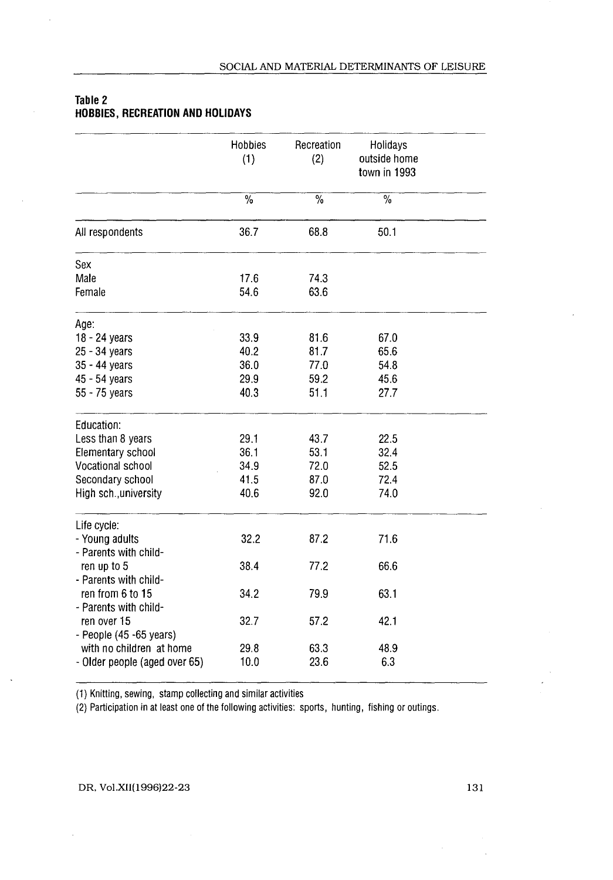**Table 2**
**HOBBIES, RECREATION AND HOLIDAYS**

| | Hobbies (1) | Recreation (2) | Holidays outside home town in 1993 |
|---|---|---|---|
| | % | % | % |
| All respondents | 36.7 | 68.8 | 50.1 |
| Sex | | | |
| Male | 17.6 | 74.3 | |
| Female | 54.6 | 63.6 | |
| Age: | | | |
| 18 - 24 years | 33.9 | 81.6 | 67.0 |
| 25 - 34 years | 40.2 | 81.7 | 65.6 |
| 35 - 44 years | 36.0 | 77.0 | 54.8 |
| 45 - 54 years | 29.9 | 59.2 | 45.6 |
| 55 - 75 years | 40.3 | 51.1 | 27.7 |
| Education: | | | |
| Less than 8 years | 29.1 | 43.7 | 22.5 |
| Elementary school | 36.1 | 53.1 | 32.4 |
| Vocational school | 34.9 | 72.0 | 52.5 |
| Secondary school | 41.5 | 87.0 | 72.4 |
| High sch.,university | 40.6 | 92.0 | 74.0 |
| Life cycle: | | | |
| - Young adults | 32.2 | 87.2 | 71.6 |
| - Parents with children up to 5 | 38.4 | 77.2 | 66.6 |
| - Parents with children from 6 to 15 | 34.2 | 79.9 | 63.1 |
| - Parents with children over 15 | 32.7 | 57.2 | 42.1 |
| - People (45 -65 years) with no children at home | 29.8 | 63.3 | 48.9 |
| - Older people (aged over 65) | 10.0 | 23.6 | 6.3 |

(1) Knitting, sewing, stamp collecting and similar activities

(2) Participation in at least one of the following activities: sports, hunting, fishing or outings.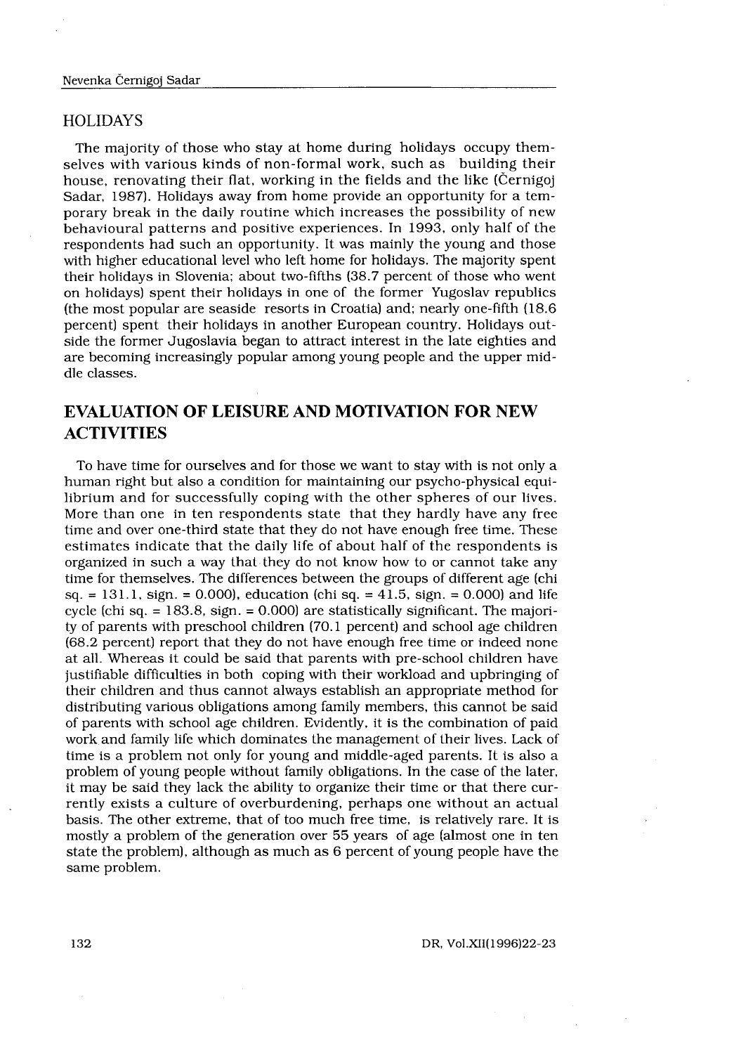## HOLIDAYS

The majority of those who stay at home during holidays occupy themselves with various kinds of non-formal work, such as building their house, renovating their flat, working in the fields and the like (Černigoj Sadar, 1987). Holidays away from home provide an opportunity for a temporary break in the daily routine which increases the possibility of new behavioural patterns and positive experiences. In 1993, only half of the respondents had such an opportunity. It was mainly the young and those with higher educational level who left home for holidays. The majority spent their holidays in Slovenia; about two-fifths (38.7 percent of those who went on holidays) spent their holidays in one of the former Yugoslav republics (the most popular are seaside resorts in Croatia) and; nearly one-fifth (18.6 percent) spent their holidays in another European country. Holidays outside the former Jugoslavia began to attract interest in the late eighties and are becoming increasingly popular among young people and the upper middle classes.

## EVALUATION OF LEISURE AND MOTIVATION FOR NEW ACTIVITIES

To have time for ourselves and for those we want to stay with is not only a human right but also a condition for maintaining our psycho-physical equilibrium and for successfully coping with the other spheres of our lives. More than one in ten respondents state that they hardly have any free time and over one-third state that they do not have enough free time. These estimates indicate that the daily life of about half of the respondents is organized in such a way that they do not know how to or cannot take any time for themselves. The differences between the groups of different age (chi sq. = 131.1, sign. = 0.000), education (chi sq. = 41.5, sign. = 0.000) and life cycle (chi sq. = 183.8, sign. = 0.000) are statistically significant. The majority of parents with preschool children (70.1 percent) and school age children (68.2 percent) report that they do not have enough free time or indeed none at all. Whereas it could be said that parents with pre-school children have justifiable difficulties in both coping with their workload and upbringing of their children and thus cannot always establish an appropriate method for distributing various obligations among family members, this cannot be said of parents with school age children. Evidently, it is the combination of paid work and family life which dominates the management of their lives. Lack of time is a problem not only for young and middle-aged parents. It is also a problem of young people without family obligations. In the case of the later, it may be said they lack the ability to organize their time or that there currently exists a culture of overburdening, perhaps one without an actual basis. The other extreme, that of too much free time, is relatively rare. It is mostly a problem of the generation over 55 years of age (almost one in ten state the problem), although as much as 6 percent of young people have the same problem.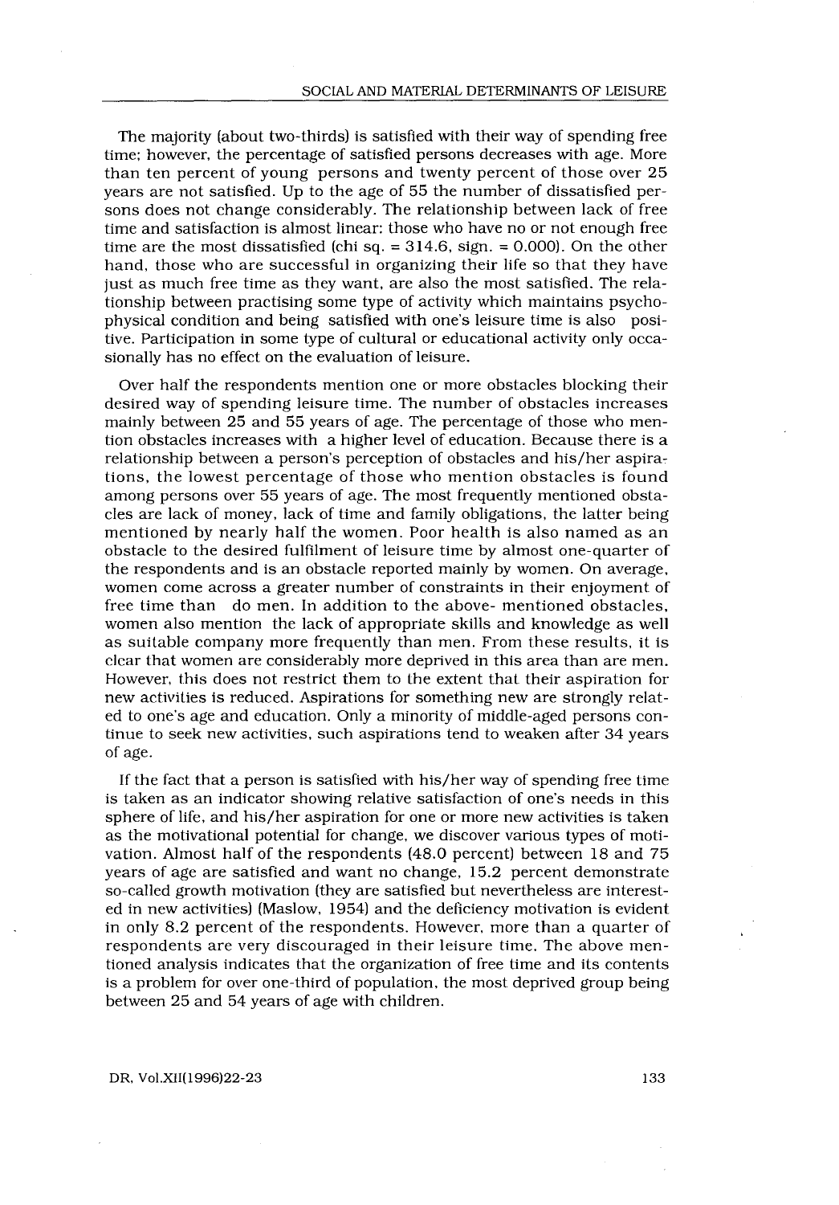The majority (about two-thirds) is satisfied with their way of spending free time; however, the percentage of satisfied persons decreases with age. More than ten percent of young persons and twenty percent of those over 25 years are not satisfied. Up to the age of 55 the number of dissatisfied persons does not change considerably. The relationship between lack of free time and satisfaction is almost linear: those who have no or not enough free time are the most dissatisfied (chi sq. = 314.6, sign. = 0.000). On the other hand, those who are successful in organizing their life so that they have just as much free time as they want, are also the most satisfied. The relationship between practising some type of activity which maintains psycho-physical condition and being satisfied with one's leisure time is also positive. Participation in some type of cultural or educational activity only occasionally has no effect on the evaluation of leisure.

Over half the respondents mention one or more obstacles blocking their desired way of spending leisure time. The number of obstacles increases mainly between 25 and 55 years of age. The percentage of those who mention obstacles increases with a higher level of education. Because there is a relationship between a person's perception of obstacles and his/her aspirations, the lowest percentage of those who mention obstacles is found among persons over 55 years of age. The most frequently mentioned obstacles are lack of money, lack of time and family obligations, the latter being mentioned by nearly half the women. Poor health is also named as an obstacle to the desired fulfilment of leisure time by almost one-quarter of the respondents and is an obstacle reported mainly by women. On average, women come across a greater number of constraints in their enjoyment of free time than do men. In addition to the above- mentioned obstacles, women also mention the lack of appropriate skills and knowledge as well as suitable company more frequently than men. From these results, it is clear that women are considerably more deprived in this area than are men. However, this does not restrict them to the extent that their aspiration for new activities is reduced. Aspirations for something new are strongly related to one's age and education. Only a minority of middle-aged persons continue to seek new activities, such aspirations tend to weaken after 34 years of age.

If the fact that a person is satisfied with his/her way of spending free time is taken as an indicator showing relative satisfaction of one's needs in this sphere of life, and his/her aspiration for one or more new activities is taken as the motivational potential for change, we discover various types of motivation. Almost half of the respondents (48.0 percent) between 18 and 75 years of age are satisfied and want no change, 15.2 percent demonstrate so-called growth motivation (they are satisfied but nevertheless are interested in new activities) (Maslow, 1954) and the deficiency motivation is evident in only 8.2 percent of the respondents. However, more than a quarter of respondents are very discouraged in their leisure time. The above mentioned analysis indicates that the organization of free time and its contents is a problem for over one-third of population, the most deprived group being between 25 and 54 years of age with children.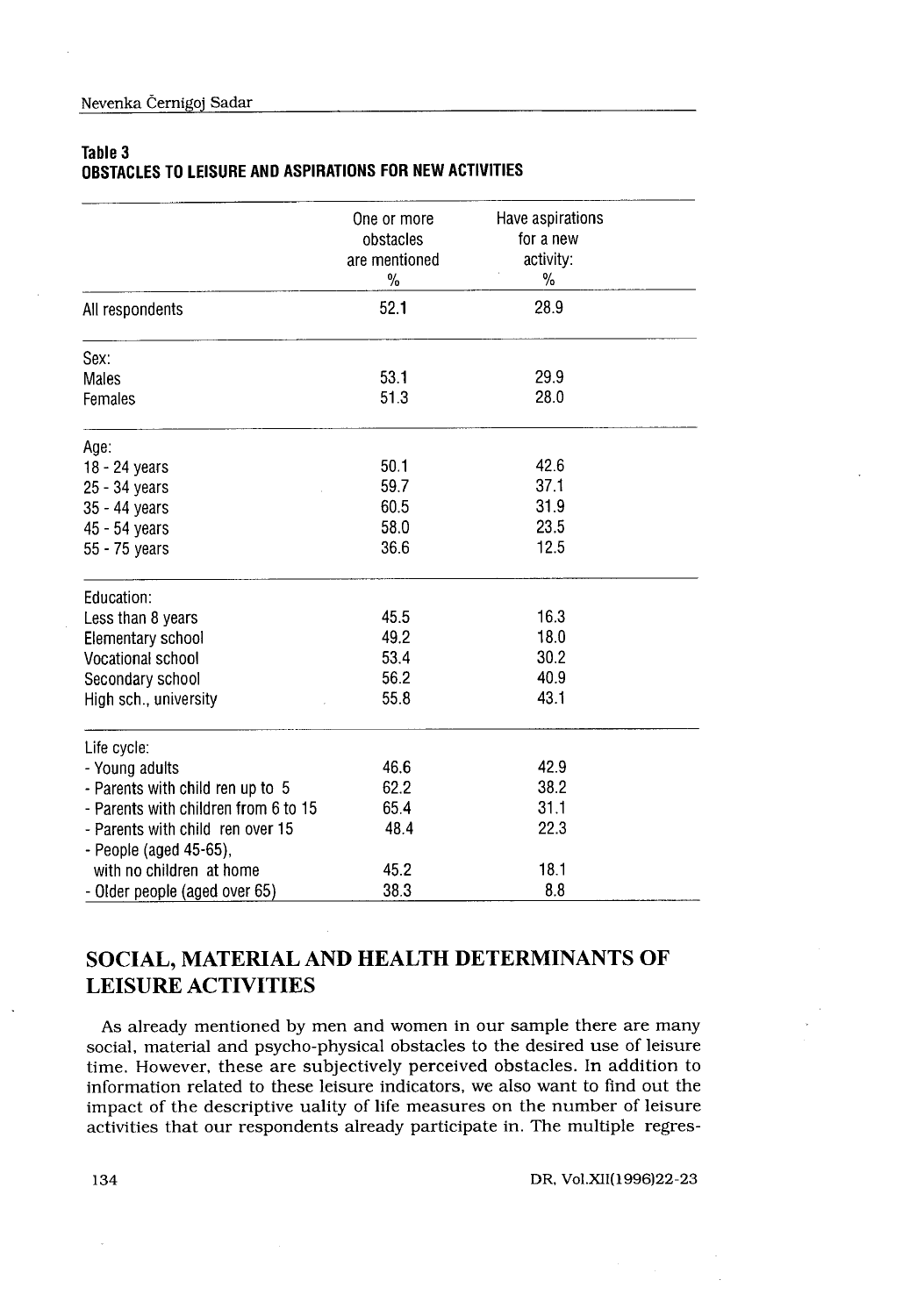**Table 3**
**OBSTACLES TO LEISURE AND ASPIRATIONS FOR NEW ACTIVITIES**

| | One or more obstacles are mentioned % | Have aspirations for a new activity: % |
|---|---|---|
| All respondents | 52.1 | 28.9 |
| Sex: | | |
| Males | 53.1 | 29.9 |
| Females | 51.3 | 28.0 |
| Age: | | |
| 18 - 24 years | 50.1 | 42.6 |
| 25 - 34 years | 59.7 | 37.1 |
| 35 - 44 years | 60.5 | 31.9 |
| 45 - 54 years | 58.0 | 23.5 |
| 55 - 75 years | 36.6 | 12.5 |
| Education: | | |
| Less than 8 years | 45.5 | 16.3 |
| Elementary school | 49.2 | 18.0 |
| Vocational school | 53.4 | 30.2 |
| Secondary school | 56.2 | 40.9 |
| High sch., university | 55.8 | 43.1 |
| Life cycle: | | |
| - Young adults | 46.6 | 42.9 |
| - Parents with child ren up to 5 | 62.2 | 38.2 |
| - Parents with children from 6 to 15 | 65.4 | 31.1 |
| - Parents with child ren over 15 | 48.4 | 22.3 |
| - People (aged 45-65), with no children at home | 45.2 | 18.1 |
| - Older people (aged over 65) | 38.3 | 8.8 |

## SOCIAL, MATERIAL AND HEALTH DETERMINANTS OF LEISURE ACTIVITIES

As already mentioned by men and women in our sample there are many social, material and psycho-physical obstacles to the desired use of leisure time. However, these are subjectively perceived obstacles. In addition to information related to these leisure indicators, we also want to find out the impact of the descriptive uality of life measures on the number of leisure activities that our respondents already participate in. The multiple regres-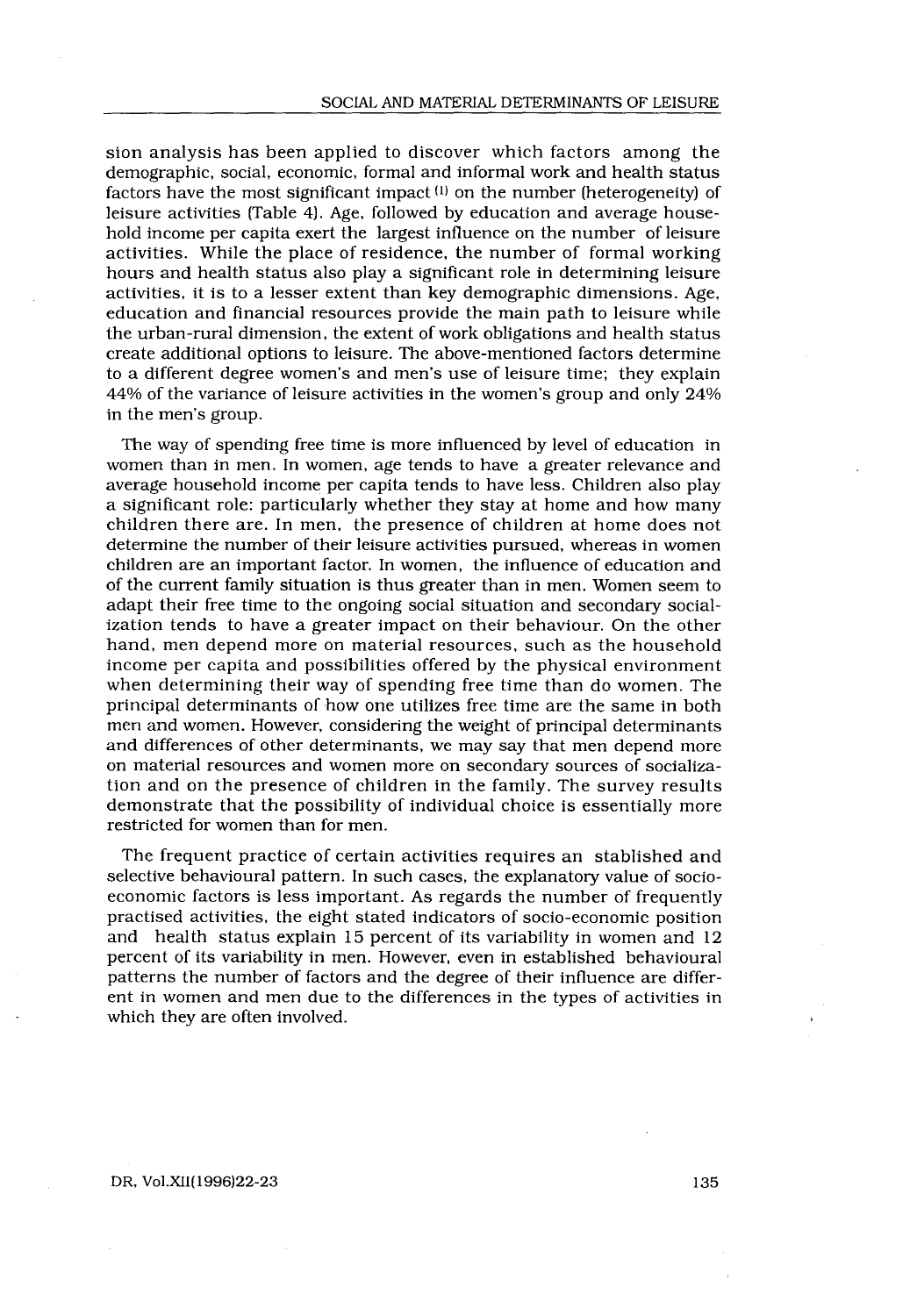sion analysis has been applied to discover which factors among the demographic, social, economic, formal and informal work and health status factors have the most significant impact [1] on the number (heterogeneity) of leisure activities (Table 4). Age, followed by education and average household income per capita exert the largest influence on the number of leisure activities. While the place of residence, the number of formal working hours and health status also play a significant role in determining leisure activities, it is to a lesser extent than key demographic dimensions. Age, education and financial resources provide the main path to leisure while the urban-rural dimension, the extent of work obligations and health status create additional options to leisure. The above-mentioned factors determine to a different degree women's and men's use of leisure time; they explain 44% of the variance of leisure activities in the women's group and only 24% in the men's group.

The way of spending free time is more influenced by level of education in women than in men. In women, age tends to have a greater relevance and average household income per capita tends to have less. Children also play a significant role: particularly whether they stay at home and how many children there are. In men, the presence of children at home does not determine the number of their leisure activities pursued, whereas in women children are an important factor. In women, the influence of education and of the current family situation is thus greater than in men. Women seem to adapt their free time to the ongoing social situation and secondary socialization tends to have a greater impact on their behaviour. On the other hand, men depend more on material resources, such as the household income per capita and possibilities offered by the physical environment when determining their way of spending free time than do women. The principal determinants of how one utilizes free time are the same in both men and women. However, considering the weight of principal determinants and differences of other determinants, we may say that men depend more on material resources and women more on secondary sources of socialization and on the presence of children in the family. The survey results demonstrate that the possibility of individual choice is essentially more restricted for women than for men.

The frequent practice of certain activities requires an stablished and selective behavioural pattern. In such cases, the explanatory value of socioeconomic factors is less important. As regards the number of frequently practised activities, the eight stated indicators of socio-economic position and health status explain 15 percent of its variability in women and 12 percent of its variability in men. However, even in established behavioural patterns the number of factors and the degree of their influence are different in women and men due to the differences in the types of activities in which they are often involved.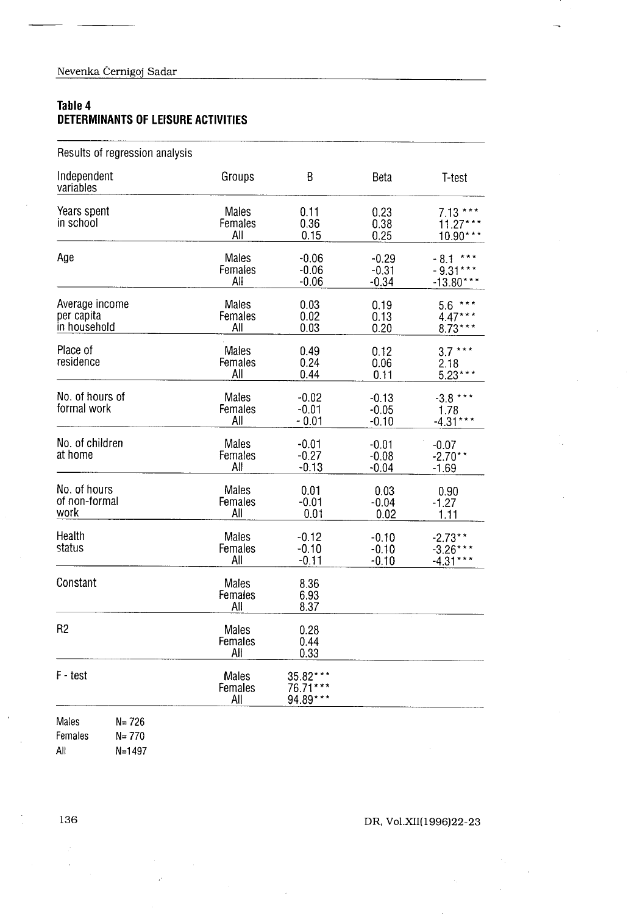**Table 4**
**DETERMINANTS OF LEISURE ACTIVITIES**

Results of regression analysis

| Independent variables | Groups | B | Beta | T-test |
|---|---|---|---|---|
| Years spent in school | Males | 0.11 | 0.23 | 7.13 *** |
| | Females | 0.36 | 0.38 | 11.27*** |
| | All | 0.15 | 0.25 | 10.90*** |
| Age | Males | -0.06 | -0.29 | - 8.1 *** |
| | Females | -0.06 | -0.31 | - 9.31*** |
| | All | -0.06 | -0.34 | -13.80*** |
| Average income per capita in household | Males | 0.03 | 0.19 | 5.6 *** |
| | Females | 0.02 | 0.13 | 4.47*** |
| | All | 0.03 | 0.20 | 8.73*** |
| Place of residence | Males | 0.49 | 0.12 | 3.7 *** |
| | Females | 0.24 | 0.06 | 2.18 |
| | All | 0.44 | 0.11 | 5.23*** |
| No. of hours of formal work | Males | -0.02 | -0.13 | -3.8 *** |
| | Females | -0.01 | -0.05 | 1.78 |
| | All | - 0.01 | -0.10 | -4.31*** |
| No. of children at home | Males | -0.01 | -0.01 | -0.07 |
| | Females | -0.27 | -0.08 | -2.70** |
| | All | -0.13 | -0.04 | -1.69 |
| No. of hours of non-formal work | Males | 0.01 | 0.03 | 0.90 |
| | Females | -0.01 | -0.04 | -1.27 |
| | All | 0.01 | 0.02 | 1.11 |
| Health status | Males | -0.12 | -0.10 | -2.73** |
| | Females | -0.10 | -0.10 | -3.26*** |
| | All | -0.11 | -0.10 | -4.31*** |
| Constant | Males | 8.36 | | |
| | Females | 6.93 | | |
| | All | 8.37 | | |
| R2 | Males | 0.28 | | |
| | Females | 0.44 | | |
| | All | 0.33 | | |
| F - test | Males | 35.82*** | | |
| | Females | 76.71*** | | |
| | All | 94.89*** | | |

Males N= 726
Females N= 770
All N=1497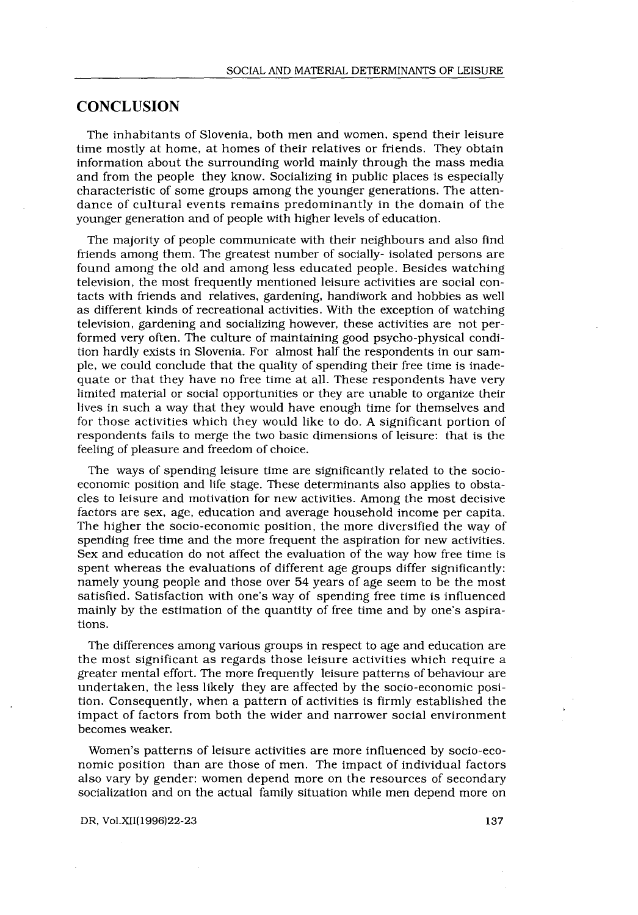## CONCLUSION

The inhabitants of Slovenia, both men and women, spend their leisure time mostly at home, at homes of their relatives or friends. They obtain information about the surrounding world mainly through the mass media and from the people they know. Socializing in public places is especially characteristic of some groups among the younger generations. The attendance of cultural events remains predominantly in the domain of the younger generation and of people with higher levels of education.

The majority of people communicate with their neighbours and also find friends among them. The greatest number of socially- isolated persons are found among the old and among less educated people. Besides watching television, the most frequently mentioned leisure activities are social contacts with friends and relatives, gardening, handiwork and hobbies as well as different kinds of recreational activities. With the exception of watching television, gardening and socializing however, these activities are not performed very often. The culture of maintaining good psycho-physical condition hardly exists in Slovenia. For almost half the respondents in our sample, we could conclude that the quality of spending their free time is inadequate or that they have no free time at all. These respondents have very limited material or social opportunities or they are unable to organize their lives in such a way that they would have enough time for themselves and for those activities which they would like to do. A significant portion of respondents fails to merge the two basic dimensions of leisure: that is the feeling of pleasure and freedom of choice.

The ways of spending leisure time are significantly related to the socio-economic position and life stage. These determinants also applies to obstacles to leisure and motivation for new activities. Among the most decisive factors are sex, age, education and average household income per capita. The higher the socio-economic position, the more diversified the way of spending free time and the more frequent the aspiration for new activities. Sex and education do not affect the evaluation of the way how free time is spent whereas the evaluations of different age groups differ significantly: namely young people and those over 54 years of age seem to be the most satisfied. Satisfaction with one's way of spending free time is influenced mainly by the estimation of the quantity of free time and by one's aspirations.

The differences among various groups in respect to age and education are the most significant as regards those leisure activities which require a greater mental effort. The more frequently leisure patterns of behaviour are undertaken, the less likely they are affected by the socio-economic position. Consequently, when a pattern of activities is firmly established the impact of factors from both the wider and narrower social environment becomes weaker.

Women's patterns of leisure activities are more influenced by socio-economic position than are those of men. The impact of individual factors also vary by gender: women depend more on the resources of secondary socialization and on the actual family situation while men depend more on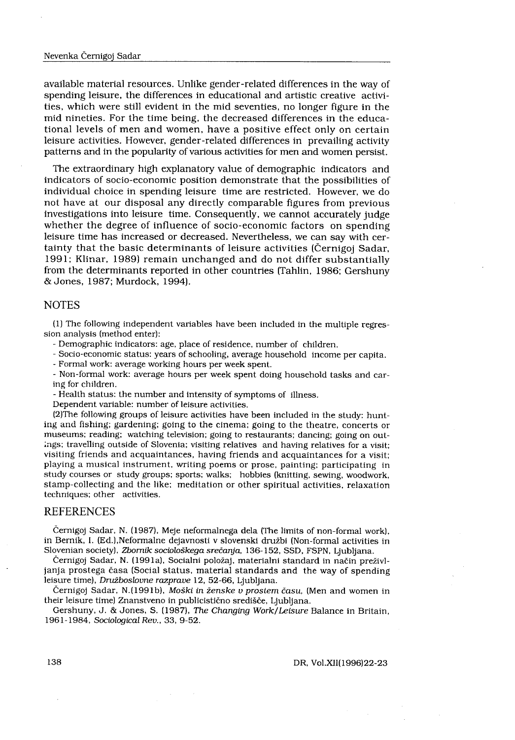available material resources. Unlike gender-related differences in the way of spending leisure, the differences in educational and artistic creative activities, which were still evident in the mid seventies, no longer figure in the mid nineties. For the time being, the decreased differences in the educational levels of men and women, have a positive effect only on certain leisure activities. However, gender-related differences in prevailing activity patterns and in the popularity of various activities for men and women persist.

The extraordinary high explanatory value of demographic indicators and indicators of socio-economic position demonstrate that the possibilities of individual choice in spending leisure time are restricted. However, we do not have at our disposal any directly comparable figures from previous investigations into leisure time. Consequently, we cannot accurately judge whether the degree of influence of socio-economic factors on spending leisure time has increased or decreased. Nevertheless, we can say with certainty that the basic determinants of leisure activities (Černigoj Sadar, 1991; Klinar, 1989) remain unchanged and do not differ substantially from the determinants reported in other countries (Tahlin, 1986; Gershuny & Jones, 1987; Murdock, 1994).

## NOTES

(1) The following independent variables have been included in the multiple regression analysis (method enter):

- Demographic indicators: age, place of residence, number of children.
- Socio-economic status: years of schooling, average household income per capita.
- Formal work: average working hours per week spent.
- Non-formal work: average hours per week spent doing household tasks and caring for children.
- Health status: the number and intensity of symptoms of illness.

Dependent variable: number of leisure activities.

(2)The following groups of leisure activities have been included in the study: hunting and fishing; gardening; going to the cinema; going to the theatre, concerts or museums; reading; watching television; going to restaurants; dancing; going on outings; travelling outside of Slovenia; visiting relatives and having relatives for a visit; visiting friends and acquaintances, having friends and acquaintances for a visit; playing a musical instrument, writing poems or prose, painting; participating in study courses or study groups; sports; walks; hobbies (knitting, sewing, woodwork, stamp-collecting and the like; meditation or other spiritual activities, relaxation techniques; other activities.

## REFERENCES

Černigoj Sadar, N. (1987), Meje neformalnega dela (The limits of non-formal work), in Bernik, I. (Ed.),Neformalne dejavnosti v slovenski družbi (Non-formal activities in Slovenian society), *Zbornik sociološkega srečanja*, 136-152, SSD, FSPN, Ljubljana.

Černigoj Sadar, N. (1991a), Socialni položaj, materialni standard in način preživljanja prostega časa (Social status, material standards and the way of spending leisure time), *Družboslovne razprave* 12, 52-66, Ljubljana.

Černigoj Sadar, N.(1991b), *Moški in ženske v prostem času*, (Men and women in their leisure time) Znanstveno in publicistično središče, Ljubljana.

Gershuny, J. & Jones, S. (1987), *The Changing Work/Leisure* Balance in Britain, 1961-1984, *Sociological Rev.*, 33, 9-52.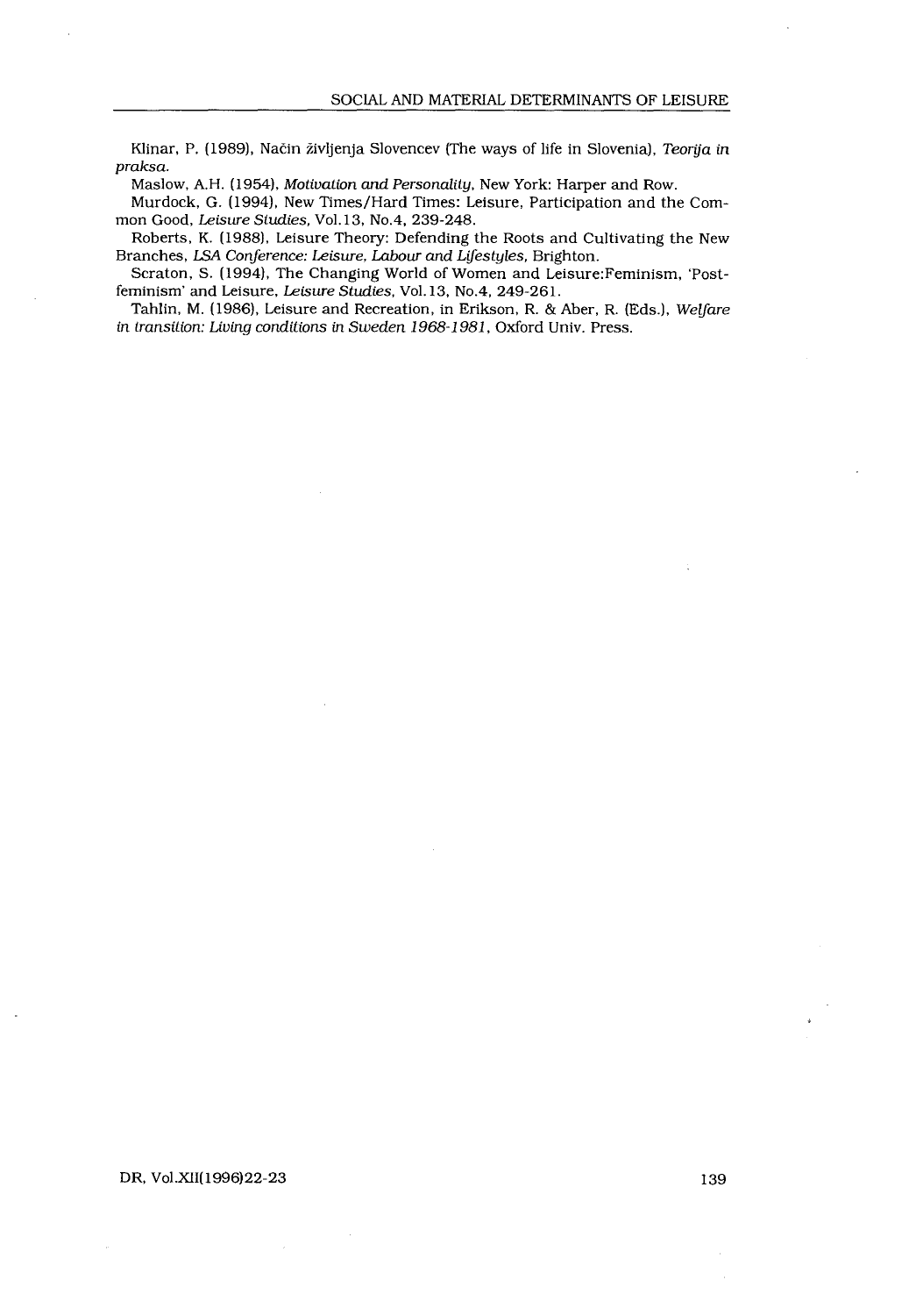Klinar, P. (1989), Način življenja Slovencev (The ways of life in Slovenia), *Teorija in praksa*.

Maslow, A.H. (1954), *Motivation and Personality*, New York: Harper and Row.

Murdock, G. (1994), New Times/Hard Times: Leisure, Participation and the Common Good, *Leisure Studies*, Vol.13, No.4, 239-248.

Roberts, K. (1988), Leisure Theory: Defending the Roots and Cultivating the New Branches, *LSA Conference: Leisure, Labour and Lifestyles*, Brighton.

Scraton, S. (1994), The Changing World of Women and Leisure:Feminism, 'Post-feminism' and Leisure, *Leisure Studies*, Vol.13, No.4, 249-261.

Tahlin, M. (1986), Leisure and Recreation, in Erikson, R. & Aber, R. (Eds.), *Welfare in transition: Living conditions in Sweden 1968-1981*, Oxford Univ. Press.